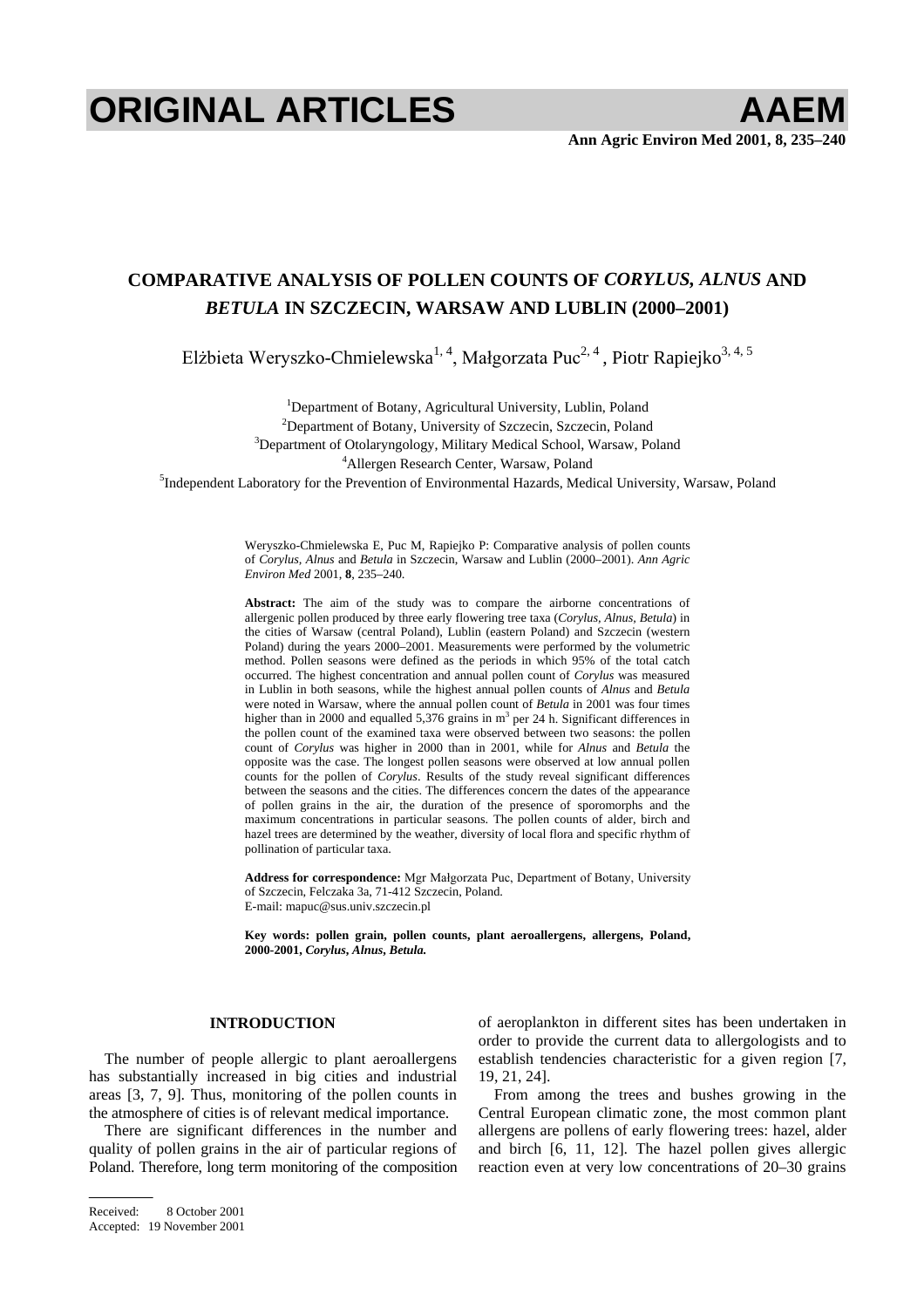# ORIGINAL ARTICLES

## COMPARATIVE ANALYSIS OF POLLEN COUNTS OF *CORYLUS, ALNUS* AND *BETULA* IN SZCZECIN, WARSAW AND LUBLIN (2000–2001)

Elżbieta Weryszko-Chmielewska[1, 4], Małgorzata Puc[2, 4], Piotr Rapiejko[3, 4, 5]

[1]Department of Botany, Agricultural University, Lublin, Poland
[2]Department of Botany, University of Szczecin, Szczecin, Poland
[3]Department of Otolaryngology, Military Medical School, Warsaw, Poland
[4]Allergen Research Center, Warsaw, Poland
[5]Independent Laboratory for the Prevention of Environmental Hazards, Medical University, Warsaw, Poland

Weryszko-Chmielewska E, Puc M, Rapiejko P: Comparative analysis of pollen counts of *Corylus, Alnus* and *Betula* in Szczecin, Warsaw and Lublin (2000–2001). *Ann Agric Environ Med* 2001, **8**, 235–240.

**Abstract:** The aim of the study was to compare the airborne concentrations of allergenic pollen produced by three early flowering tree taxa (*Corylus, Alnus, Betula*) in the cities of Warsaw (central Poland), Lublin (eastern Poland) and Szczecin (western Poland) during the years 2000–2001. Measurements were performed by the volumetric method. Pollen seasons were defined as the periods in which 95% of the total catch occurred. The highest concentration and annual pollen count of *Corylus* was measured in Lublin in both seasons, while the highest annual pollen counts of *Alnus* and *Betula* were noted in Warsaw, where the annual pollen count of *Betula* in 2001 was four times higher than in 2000 and equalled 5,376 grains in $m^3$ per 24 h. Significant differences in the pollen count of the examined taxa were observed between two seasons: the pollen count of *Corylus* was higher in 2000 than in 2001, while for *Alnus* and *Betula* the opposite was the case. The longest pollen seasons were observed at low annual pollen counts for the pollen of *Corylus*. Results of the study reveal significant differences between the seasons and the cities. The differences concern the dates of the appearance of pollen grains in the air, the duration of the presence of sporomorphs and the maximum concentrations in particular seasons. The pollen counts of alder, birch and hazel trees are determined by the weather, diversity of local flora and specific rhythm of pollination of particular taxa.

**Address for correspondence:** Mgr Małgorzata Puc, Department of Botany, University of Szczecin, Felczaka 3a, 71-412 Szczecin, Poland.
E-mail: mapuc@sus.univ.szczecin.pl

**Key words: pollen grain, pollen counts, plant aeroallergens, allergens, Poland, 2000-2001, *Corylus*, *Alnus*, *Betula*.**

### INTRODUCTION

The number of people allergic to plant aeroallergens has substantially increased in big cities and industrial areas [3, 7, 9]. Thus, monitoring of the pollen counts in the atmosphere of cities is of relevant medical importance.

There are significant differences in the number and quality of pollen grains in the air of particular regions of Poland. Therefore, long term monitoring of the composition of aeroplankton in different sites has been undertaken in order to provide the current data to allergologists and to establish tendencies characteristic for a given region [7, 19, 21, 24].

From among the trees and bushes growing in the Central European climatic zone, the most common plant allergens are pollens of early flowering trees: hazel, alder and birch [6, 11, 12]. The hazel pollen gives allergic reaction even at very low concentrations of 20–30 grains

Received: 8 October 2001
Accepted: 19 November 2001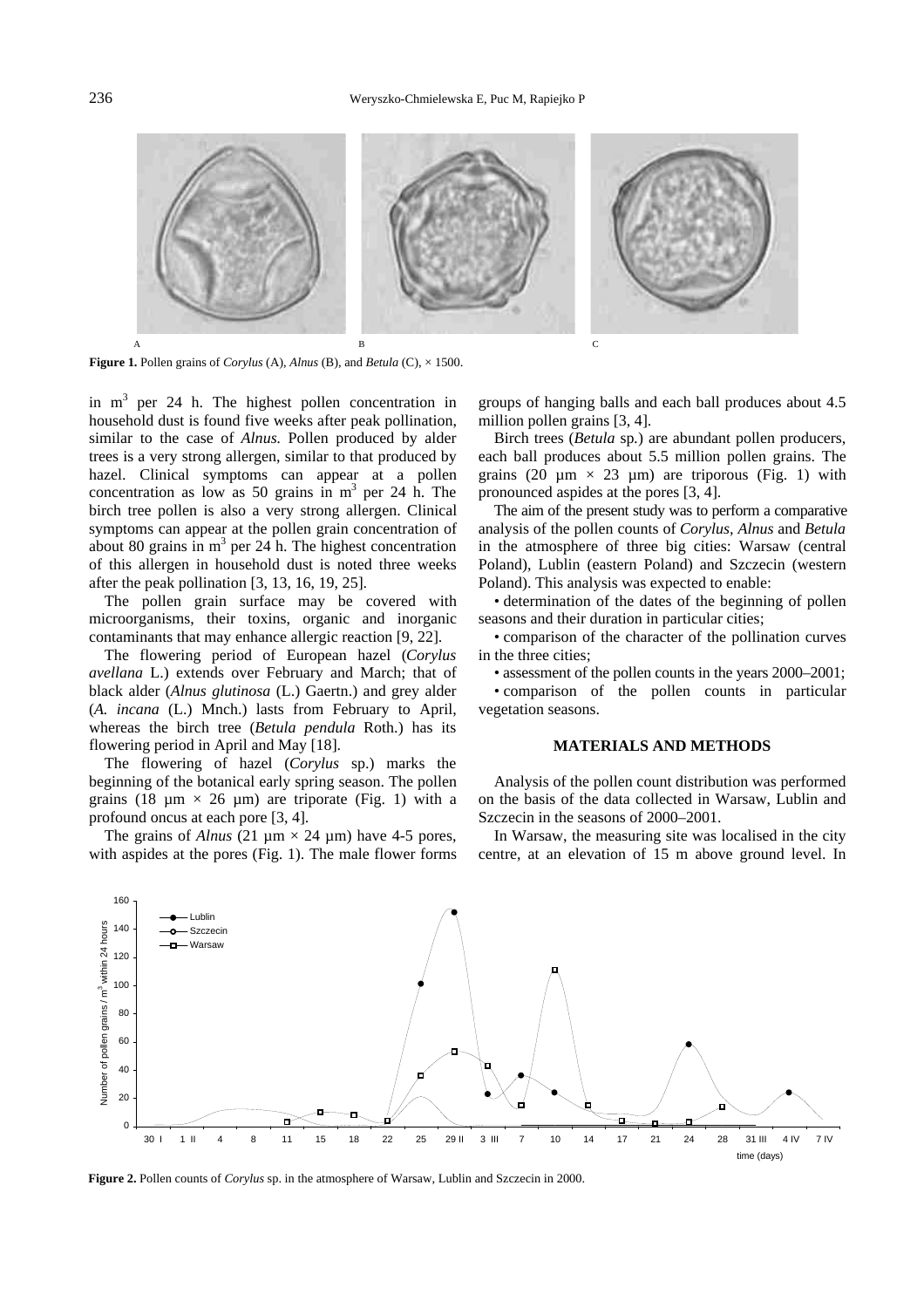**Figure 1.** Pollen grains of *Corylus* (A), *Alnus* (B), and *Betula* (C), × 1500.

in m$^3$ per 24 h. The highest pollen concentration in household dust is found five weeks after peak pollination, similar to the case of *Alnus.* Pollen produced by alder trees is a very strong allergen, similar to that produced by hazel. Clinical symptoms can appear at a pollen concentration as low as 50 grains in m$^3$ per 24 h. The birch tree pollen is also a very strong allergen. Clinical symptoms can appear at the pollen grain concentration of about 80 grains in m$^3$ per 24 h. The highest concentration of this allergen in household dust is noted three weeks after the peak pollination [3, 13, 16, 19, 25].

The pollen grain surface may be covered with microorganisms, their toxins, organic and inorganic contaminants that may enhance allergic reaction [9, 22].

The flowering period of European hazel (*Corylus avellana* L.) extends over February and March; that of black alder (*Alnus glutinosa* (L.) Gaertn.) and grey alder (*A. incana* (L.) Mnch.) lasts from February to April, whereas the birch tree (*Betula pendula* Roth.) has its flowering period in April and May [18].

The flowering of hazel (*Corylus* sp.) marks the beginning of the botanical early spring season. The pollen grains (18 µm × 26 µm) are triporate (Fig. 1) with a profound oncus at each pore [3, 4].

The grains of *Alnus* (21 µm × 24 µm) have 4-5 pores, with aspides at the pores (Fig. 1). The male flower forms groups of hanging balls and each ball produces about 4.5 million pollen grains [3, 4].

Birch trees (*Betula* sp.) are abundant pollen producers, each ball produces about 5.5 million pollen grains. The grains (20 µm × 23 µm) are triporous (Fig. 1) with pronounced aspides at the pores [3, 4].

The aim of the present study was to perform a comparative analysis of the pollen counts of *Corylus, Alnus* and *Betula* in the atmosphere of three big cities: Warsaw (central Poland), Lublin (eastern Poland) and Szczecin (western Poland). This analysis was expected to enable:

- determination of the dates of the beginning of pollen seasons and their duration in particular cities;
- comparison of the character of the pollination curves in the three cities;
- assessment of the pollen counts in the years 2000–2001;
- comparison of the pollen counts in particular vegetation seasons.

## MATERIALS AND METHODS

Analysis of the pollen count distribution was performed on the basis of the data collected in Warsaw, Lublin and Szczecin in the seasons of 2000–2001.

In Warsaw, the measuring site was localised in the city centre, at an elevation of 15 m above ground level. In

**Figure 2.** Pollen counts of *Corylus* sp. in the atmosphere of Warsaw, Lublin and Szczecin in 2000.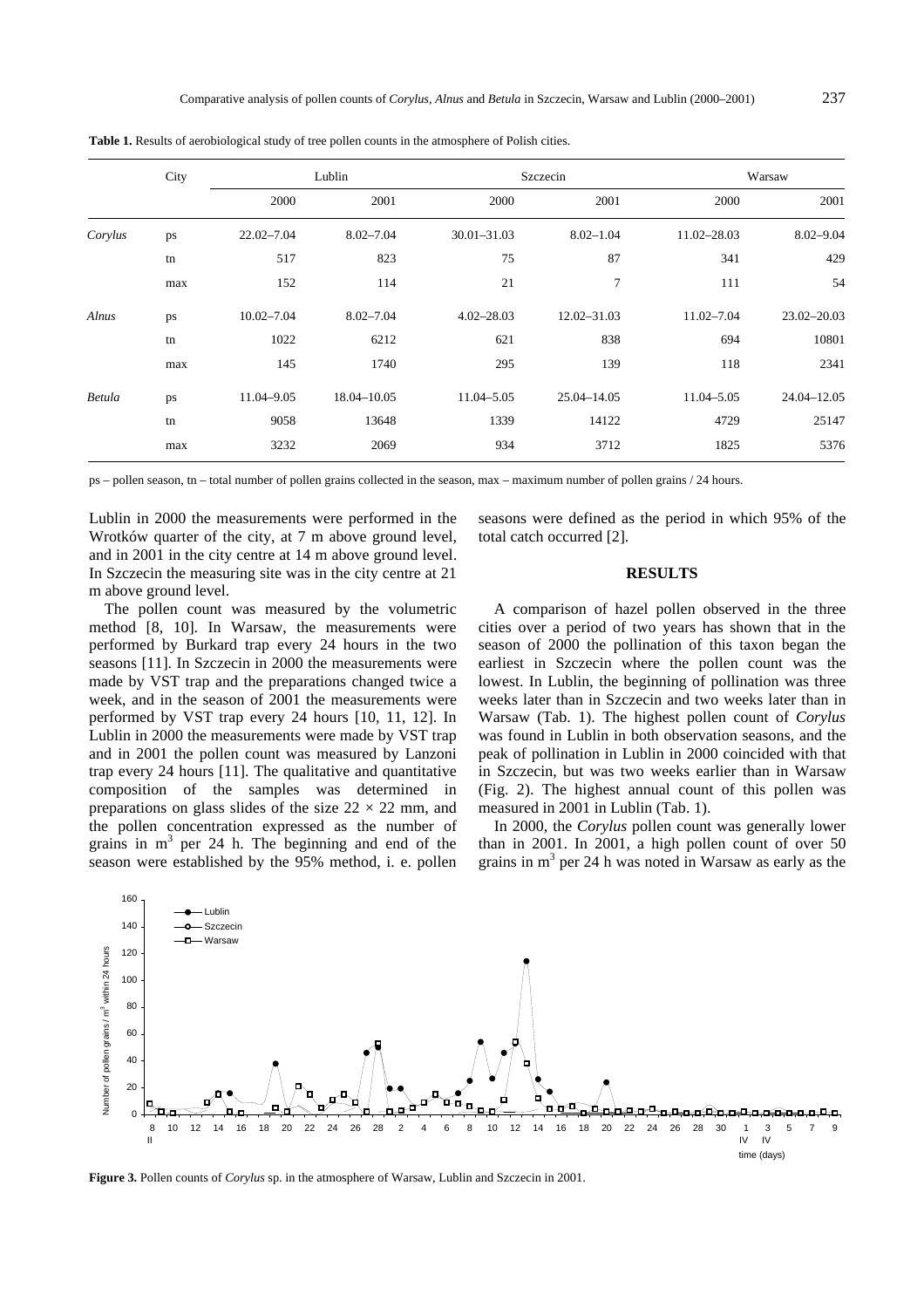**Table 1.** Results of aerobiological study of tree pollen counts in the atmosphere of Polish cities.

| | City | Lublin | | Szczecin | | Warsaw | |
|---|---|---|---|---|---|---|---|
| | | 2000 | 2001 | 2000 | 2001 | 2000 | 2001 |
| *Corylus* | ps | 22.02–7.04 | 8.02–7.04 | 30.01–31.03 | 8.02–1.04 | 11.02–28.03 | 8.02–9.04 |
| | tn | 517 | 823 | 75 | 87 | 341 | 429 |
| | max | 152 | 114 | 21 | 7 | 111 | 54 |
| *Alnus* | ps | 10.02–7.04 | 8.02–7.04 | 4.02–28.03 | 12.02–31.03 | 11.02–7.04 | 23.02–20.03 |
| | tn | 1022 | 6212 | 621 | 838 | 694 | 10801 |
| | max | 145 | 1740 | 295 | 139 | 118 | 2341 |
| *Betula* | ps | 11.04–9.05 | 18.04–10.05 | 11.04–5.05 | 25.04–14.05 | 11.04–5.05 | 24.04–12.05 |
| | tn | 9058 | 13648 | 1339 | 14122 | 4729 | 25147 |
| | max | 3232 | 2069 | 934 | 3712 | 1825 | 5376 |

ps – pollen season, tn – total number of pollen grains collected in the season, max – maximum number of pollen grains / 24 hours.

Lublin in 2000 the measurements were performed in the Wrotków quarter of the city, at 7 m above ground level, and in 2001 in the city centre at 14 m above ground level. In Szczecin the measuring site was in the city centre at 21 m above ground level.

The pollen count was measured by the volumetric method [8, 10]. In Warsaw, the measurements were performed by Burkard trap every 24 hours in the two seasons [11]. In Szczecin in 2000 the measurements were made by VST trap and the preparations changed twice a week, and in the season of 2001 the measurements were performed by VST trap every 24 hours [10, 11, 12]. In Lublin in 2000 the measurements were made by VST trap and in 2001 the pollen count was measured by Lanzoni trap every 24 hours [11]. The qualitative and quantitative composition of the samples was determined in preparations on glass slides of the size $22 \times 22$ mm, and the pollen concentration expressed as the number of grains in $m^3$ per 24 h. The beginning and end of the season were established by the 95% method, i. e. pollen seasons were defined as the period in which 95% of the total catch occurred [2].

## RESULTS

A comparison of hazel pollen observed in the three cities over a period of two years has shown that in the season of 2000 the pollination of this taxon began the earliest in Szczecin where the pollen count was the lowest. In Lublin, the beginning of pollination was three weeks later than in Szczecin and two weeks later than in Warsaw (Tab. 1). The highest pollen count of *Corylus* was found in Lublin in both observation seasons, and the peak of pollination in Lublin in 2000 coincided with that in Szczecin, but was two weeks earlier than in Warsaw (Fig. 2). The highest annual count of this pollen was measured in 2001 in Lublin (Tab. 1).

In 2000, the *Corylus* pollen count was generally lower than in 2001. In 2001, a high pollen count of over 50 grains in $m^3$ per 24 h was noted in Warsaw as early as the

**Figure 3.** Pollen counts of *Corylus* sp. in the atmosphere of Warsaw, Lublin and Szczecin in 2001.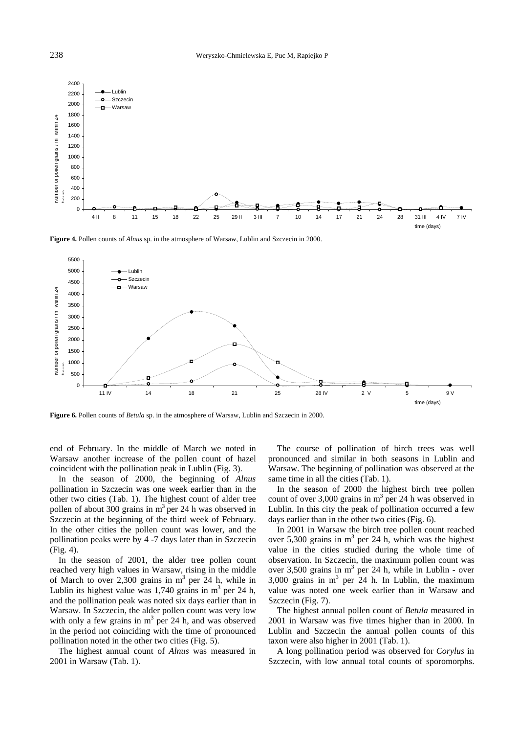**Figure 4.** Pollen counts of *Alnus* sp. in the atmosphere of Warsaw, Lublin and Szczecin in 2000.

**Figure 6.** Pollen counts of *Betula* sp. in the atmosphere of Warsaw, Lublin and Szczecin in 2000.

end of February. In the middle of March we noted in Warsaw another increase of the pollen count of hazel coincident with the pollination peak in Lublin (Fig. 3).

In the season of 2000, the beginning of *Alnus* pollination in Szczecin was one week earlier than in the other two cities (Tab. 1). The highest count of alder tree pollen of about 300 grains in $m^3$ per 24 h was observed in Szczecin at the beginning of the third week of February. In the other cities the pollen count was lower, and the pollination peaks were by 4 -7 days later than in Szczecin (Fig. 4).

In the season of 2001, the alder tree pollen count reached very high values in Warsaw, rising in the middle of March to over 2,300 grains in $m^3$ per 24 h, while in Lublin its highest value was 1,740 grains in $m^3$ per 24 h, and the pollination peak was noted six days earlier than in Warsaw. In Szczecin, the alder pollen count was very low with only a few grains in $m^3$ per 24 h, and was observed in the period not coinciding with the time of pronounced pollination noted in the other two cities (Fig. 5).

The highest annual count of *Alnus* was measured in 2001 in Warsaw (Tab. 1).

The course of pollination of birch trees was well pronounced and similar in both seasons in Lublin and Warsaw. The beginning of pollination was observed at the same time in all the cities (Tab. 1).

In the season of 2000 the highest birch tree pollen count of over 3,000 grains in $m^3$ per 24 h was observed in Lublin. In this city the peak of pollination occurred a few days earlier than in the other two cities (Fig. 6).

In 2001 in Warsaw the birch tree pollen count reached over 5,300 grains in $m^3$ per 24 h, which was the highest value in the cities studied during the whole time of observation. In Szczecin, the maximum pollen count was over 3,500 grains in $m^3$ per 24 h, while in Lublin - over 3,000 grains in $m^3$ per 24 h. In Lublin, the maximum value was noted one week earlier than in Warsaw and Szczecin (Fig. 7).

The highest annual pollen count of *Betula* measured in 2001 in Warsaw was five times higher than in 2000. In Lublin and Szczecin the annual pollen counts of this taxon were also higher in 2001 (Tab. 1).

A long pollination period was observed for *Corylus* in Szczecin, with low annual total counts of sporomorphs.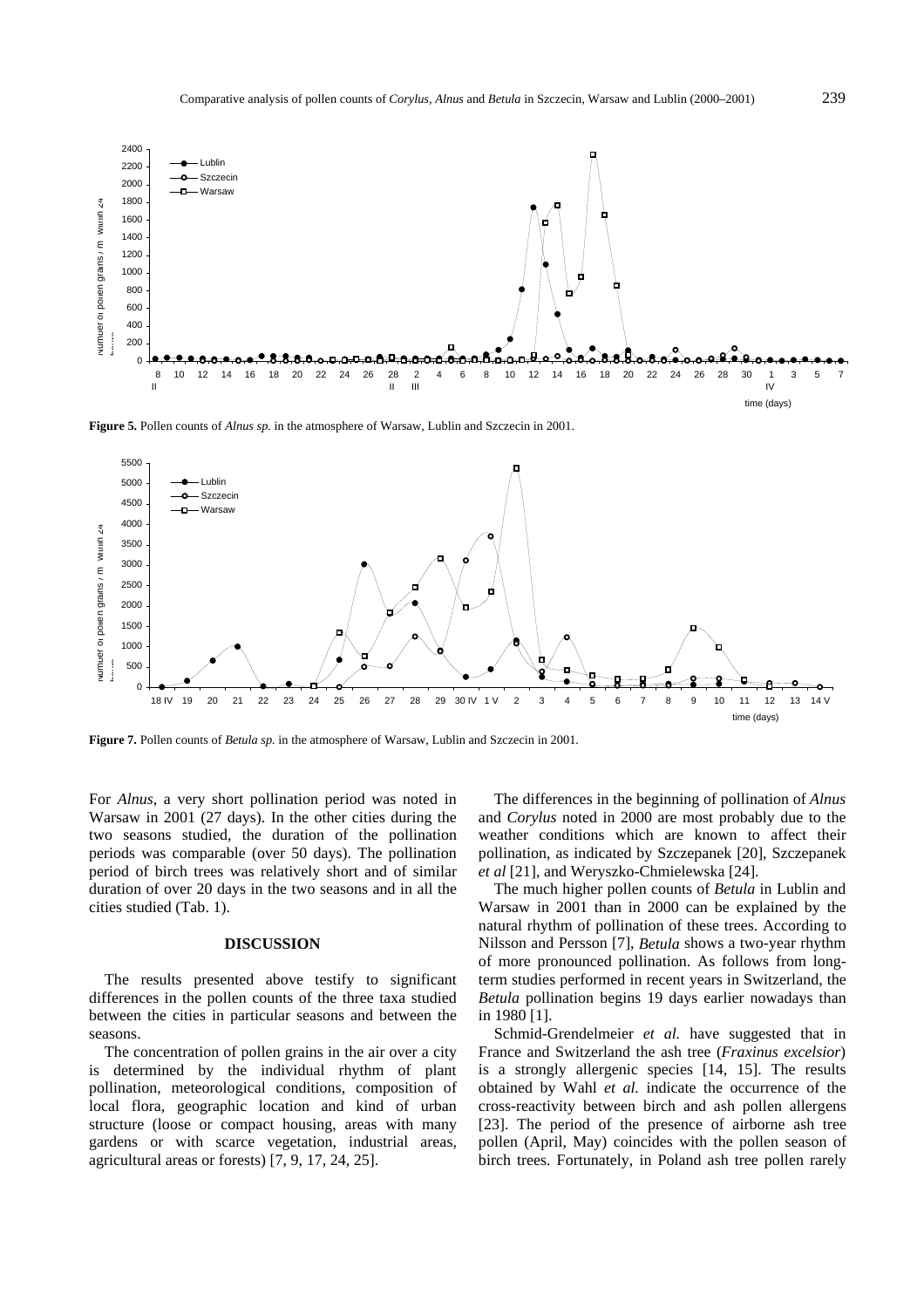**Figure 5.** Pollen counts of *Alnus sp.* in the atmosphere of Warsaw, Lublin and Szczecin in 2001.

**Figure 7.** Pollen counts of *Betula sp.* in the atmosphere of Warsaw, Lublin and Szczecin in 2001.

For *Alnus*, a very short pollination period was noted in Warsaw in 2001 (27 days). In the other cities during the two seasons studied, the duration of the pollination periods was comparable (over 50 days). The pollination period of birch trees was relatively short and of similar duration of over 20 days in the two seasons and in all the cities studied (Tab. 1).

## DISCUSSION

The results presented above testify to significant differences in the pollen counts of the three taxa studied between the cities in particular seasons and between the seasons.

The concentration of pollen grains in the air over a city is determined by the individual rhythm of plant pollination, meteorological conditions, composition of local flora, geographic location and kind of urban structure (loose or compact housing, areas with many gardens or with scarce vegetation, industrial areas, agricultural areas or forests) [7, 9, 17, 24, 25].

The differences in the beginning of pollination of *Alnus* and *Corylus* noted in 2000 are most probably due to the weather conditions which are known to affect their pollination, as indicated by Szczepanek [20], Szczepanek *et al* [21], and Weryszko-Chmielewska [24].

The much higher pollen counts of *Betula* in Lublin and Warsaw in 2001 than in 2000 can be explained by the natural rhythm of pollination of these trees. According to Nilsson and Persson [7], *Betula* shows a two-year rhythm of more pronounced pollination. As follows from long-term studies performed in recent years in Switzerland, the *Betula* pollination begins 19 days earlier nowadays than in 1980 [1].

Schmid-Grendelmeier *et al.* have suggested that in France and Switzerland the ash tree (*Fraxinus excelsior*) is a strongly allergenic species [14, 15]. The results obtained by Wahl *et al.* indicate the occurrence of the cross-reactivity between birch and ash pollen allergens [23]. The period of the presence of airborne ash tree pollen (April, May) coincides with the pollen season of birch trees. Fortunately, in Poland ash tree pollen rarely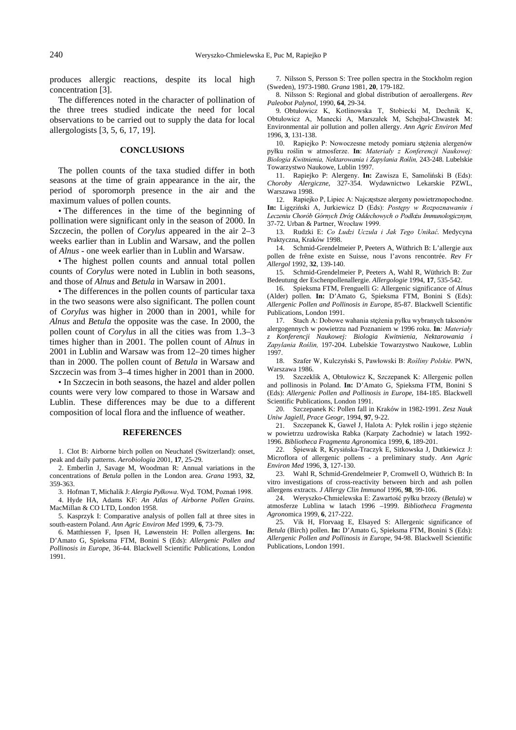produces allergic reactions, despite its local high concentration [3].

The differences noted in the character of pollination of the three trees studied indicate the need for local observations to be carried out to supply the data for local allergologists [3, 5, 6, 17, 19].

## CONCLUSIONS

The pollen counts of the taxa studied differ in both seasons at the time of grain appearance in the air, the period of sporomorph presence in the air and the maximum values of pollen counts.

• The differences in the time of the beginning of pollination were significant only in the season of 2000. In Szczecin, the pollen of *Corylus* appeared in the air 2–3 weeks earlier than in Lublin and Warsaw, and the pollen of *Alnus* - one week earlier than in Lublin and Warsaw.

• The highest pollen counts and annual total pollen counts of *Corylus* were noted in Lublin in both seasons, and those of *Alnus* and *Betula* in Warsaw in 2001.

• The differences in the pollen counts of particular taxa in the two seasons were also significant. The pollen count of *Corylus* was higher in 2000 than in 2001, while for *Alnus* and *Betula* the opposite was the case. In 2000, the pollen count of *Corylus* in all the cities was from 1.3–3 times higher than in 2001. The pollen count of *Alnus* in 2001 in Lublin and Warsaw was from 12–20 times higher than in 2000. The pollen count of *Betula* in Warsaw and Szczecin was from 3–4 times higher in 2001 than in 2000.

• In Szczecin in both seasons, the hazel and alder pollen counts were very low compared to those in Warsaw and Lublin. These differences may be due to a different composition of local flora and the influence of weather.

## REFERENCES

1. Clot B: Airborne birch pollen on Neuchatel (Switzerland): onset, peak and daily patterns. *Aerobiologia* 2001, **17**, 25-29.
2. Emberlin J, Savage M, Woodman R: Annual variations in the concentrations of *Betula* pollen in the London area. *Grana* 1993, **32**, 359-363.
3. Hofman T, Michalik J: *Alergia Pyłkowa*. Wyd. TOM, Poznań 1998.
4. Hyde HA, Adams KF: *An Atlas of Airborne Pollen Grains*. MacMillan & CO LTD, London 1958.
5. Kasprzyk I: Comparative analysis of pollen fall at three sites in south-eastern Poland. *Ann Agric Environ Med* 1999, **6**, 73-79.
6. Matthiessen F, Ipsen H, Løwenstein H: Pollen allergens. **In:** D'Amato G, Spieksma FTM, Bonini S (Eds): *Allergenic Pollen and Pollinosis in Europe*, 36-44. Blackwell Scientific Publications, London 1991.
7. Nilsson S, Persson S: Tree pollen spectra in the Stockholm region (Sweden), 1973-1980. *Grana* 1981, **20**, 179-182.
8. Nilsson S: Regional and global distribution of aeroallergens. *Rev Paleobot Palynol*, 1990, **64**, 29-34.
9. Obtułowicz K, Kotlinowska T, Stobiecki M, Dechnik K, Obtułowicz A, Manecki A, Marszałek M, Schejbal-Chwastek M: Environmental air pollution and pollen allergy. *Ann Agric Environ Med* 1996, **3**, 131-138.
10. Rapiejko P: Nowoczesne metody pomiaru stężenia alergenów pyłku roślin w atmosferze. **In**: *Materiały z Konferencji Naukowej: Biologia Kwitnienia, Nektarowania i Zapylania Roślin,* 243-248. Lubelskie Towarzystwo Naukowe, Lublin 1997.
11. Rapiejko P: Alergeny. **In:** Zawisza E, Samoliński B (Eds): *Choroby Alergiczne*, 327-354. Wydawnictwo Lekarskie PZWL, Warszawa 1998.
12. Rapiejko P, Lipiec A: Najczęstsze alergeny powietrznopochodne. **In:** Ligęziński A, Jurkiewicz D (Eds): *Postępy w Rozpoznawaniu i Leczeniu Chorób Górnych Dróg Oddechowych o Podłożu Immunologicznym,* 37-72. Urban & Partner, Wrocław 1999.
13. Rudzki E: *Co Ludzi Uczula i Jak Tego Unikać*. Medycyna Praktyczna, Kraków 1998.
14. Schmid-Grendelmeier P, Peeters A, Wüthrich B: L'allergie aux pollen de frêne existe en Suisse, nous I'avons rencontrée. *Rev Fr Allergol* 1992, **32**, 139-140.
15. Schmid-Grendelmeier P, Peeters A, Wahl R, Wüthrich B: Zur Bedeutung der Eschenpollenallergie. *Allergologie* 1994, **17**, 535-542.
16. Spieksma FTM, Frenguelli G: Allergenic significance of *Alnus* (Alder) pollen. **In:** D'Amato G, Spieksma FTM, Bonini S (Eds): *Allergenic Pollen and Pollinosis in Europe*, 85-87. Blackwell Scientific Publications, London 1991.
17. Stach A: Dobowe wahania stężenia pyłku wybranych taksonów alergogennych w powietrzu nad Poznaniem w 1996 roku. **In***: Materiały z Konferencji Naukowej: Biologia Kwitnienia*, *Nektarowania i Zapylania Roślin,* 197-204. Lubelskie Towarzystwo Naukowe, Lublin 1997.
18. Szafer W, Kulczyński S, Pawłowski B: *Rośliny Polskie.* PWN, Warszawa 1986.
19. Szczeklik A, Obtułowicz K, Szczepanek K: Allergenic pollen and pollinosis in Poland. **In:** D'Amato G, Spieksma FTM, Bonini S (Eds): *Allergenic Pollen and Pollinosis in Europe*, 184-185. Blackwell Scientific Publications, London 1991.
20. Szczepanek K: Pollen fall in Kraków in 1982-1991. *Zesz Nauk Uniw Jagiell, Prace Geogr*, 1994, **97**, 9-22.
21. Szczepanek K, Gaweł J, Halota A: Pyłek roślin i jego stężenie w powietrzu uzdrowiska Rabka (Karpaty Zachodnie) w latach 1992-1996. *Bibliotheca Fragmenta Agrono*mica 1999, **6**, 189-201.
22. Śpiewak R, Krysińska-Traczyk E, Sitkowska J, Dutkiewicz J: Microflora of allergenic pollens - a preliminary study. *Ann Agric Environ Med* 1996, **3**, 127-130.
23. Wahl R, Schmid-Grendelmeier P, Cromwell O, Wüthrich B: In vitro investigations of cross-reactivity between birch and ash pollen allergens extracts. *J Allergy Clin Immunol* 1996, **98**, 99-106.
24. Weryszko-Chmielewska E: Zawartość pyłku brzozy (*Betula*) w atmosferze Lublina w latach 1996 –1999. *Bibliotheca Fragmenta Agrono*mica 1999, **6**, 217-222.
25. Vik H, Florvaag E, Elsayed S: Allergenic significance of *Betula* (Birch) pollen. **In:** D'Amato G, Spieksma FTM, Bonini S (Eds): *Allergenic Pollen and Pollinosis in Europe*, 94-98. Blackwell Scientific Publications, London 1991.